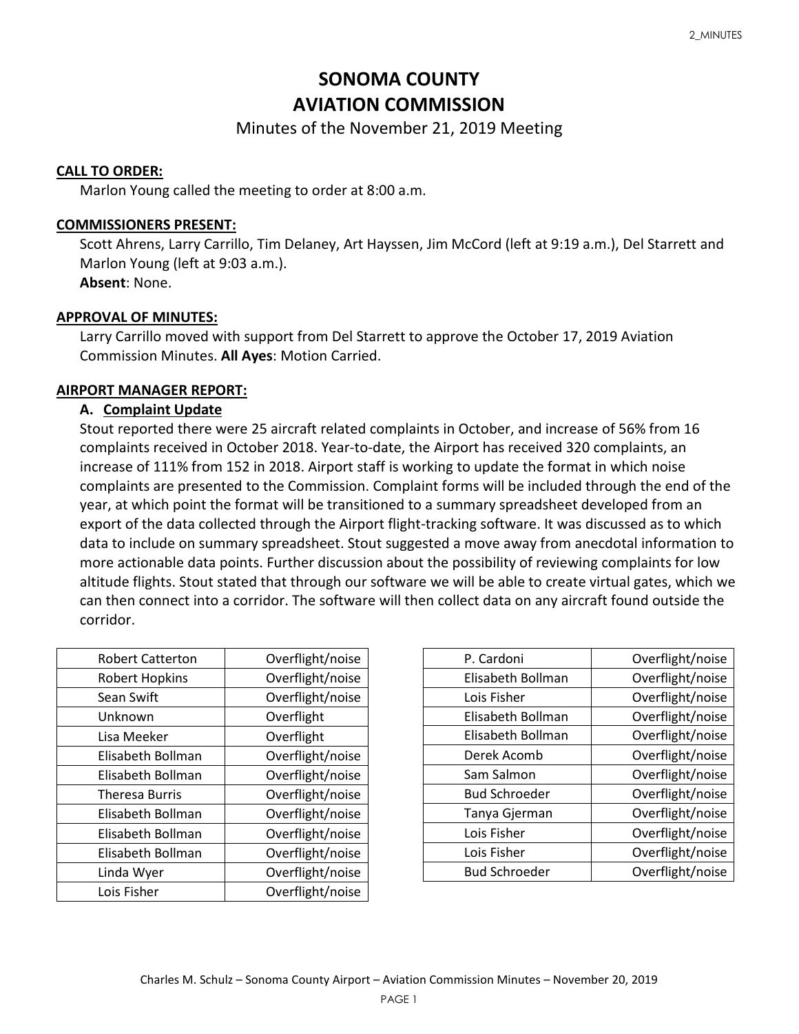# SONOMA COUNTY
# AVIATION COMMISSION

Minutes of the November 21, 2019 Meeting

**CALL TO ORDER:**

Marlon Young called the meeting to order at 8:00 a.m.

**COMMISSIONERS PRESENT:**

Scott Ahrens, Larry Carrillo, Tim Delaney, Art Hayssen, Jim McCord (left at 9:19 a.m.), Del Starrett and Marlon Young (left at 9:03 a.m.).

**Absent**: None.

**APPROVAL OF MINUTES:**

Larry Carrillo moved with support from Del Starrett to approve the October 17, 2019 Aviation Commission Minutes. **All Ayes**: Motion Carried.

**AIRPORT MANAGER REPORT:**

**A. Complaint Update**

Stout reported there were 25 aircraft related complaints in October, and increase of 56% from 16 complaints received in October 2018. Year-to-date, the Airport has received 320 complaints, an increase of 111% from 152 in 2018. Airport staff is working to update the format in which noise complaints are presented to the Commission. Complaint forms will be included through the end of the year, at which point the format will be transitioned to a summary spreadsheet developed from an export of the data collected through the Airport flight-tracking software. It was discussed as to which data to include on summary spreadsheet. Stout suggested a move away from anecdotal information to more actionable data points. Further discussion about the possibility of reviewing complaints for low altitude flights. Stout stated that through our software we will be able to create virtual gates, which we can then connect into a corridor. The software will then collect data on any aircraft found outside the corridor.

| | |
|---|---|
| Robert Catterton | Overflight/noise |
| Robert Hopkins | Overflight/noise |
| Sean Swift | Overflight/noise |
| Unknown | Overflight |
| Lisa Meeker | Overflight |
| Elisabeth Bollman | Overflight/noise |
| Elisabeth Bollman | Overflight/noise |
| Theresa Burris | Overflight/noise |
| Elisabeth Bollman | Overflight/noise |
| Elisabeth Bollman | Overflight/noise |
| Elisabeth Bollman | Overflight/noise |
| Linda Wyer | Overflight/noise |
| Lois Fisher | Overflight/noise |
| P. Cardoni | Overflight/noise |
| Elisabeth Bollman | Overflight/noise |
| Lois Fisher | Overflight/noise |
| Elisabeth Bollman | Overflight/noise |
| Elisabeth Bollman | Overflight/noise |
| Derek Acomb | Overflight/noise |
| Sam Salmon | Overflight/noise |
| Bud Schroeder | Overflight/noise |
| Tanya Gjerman | Overflight/noise |
| Lois Fisher | Overflight/noise |
| Lois Fisher | Overflight/noise |
| Bud Schroeder | Overflight/noise |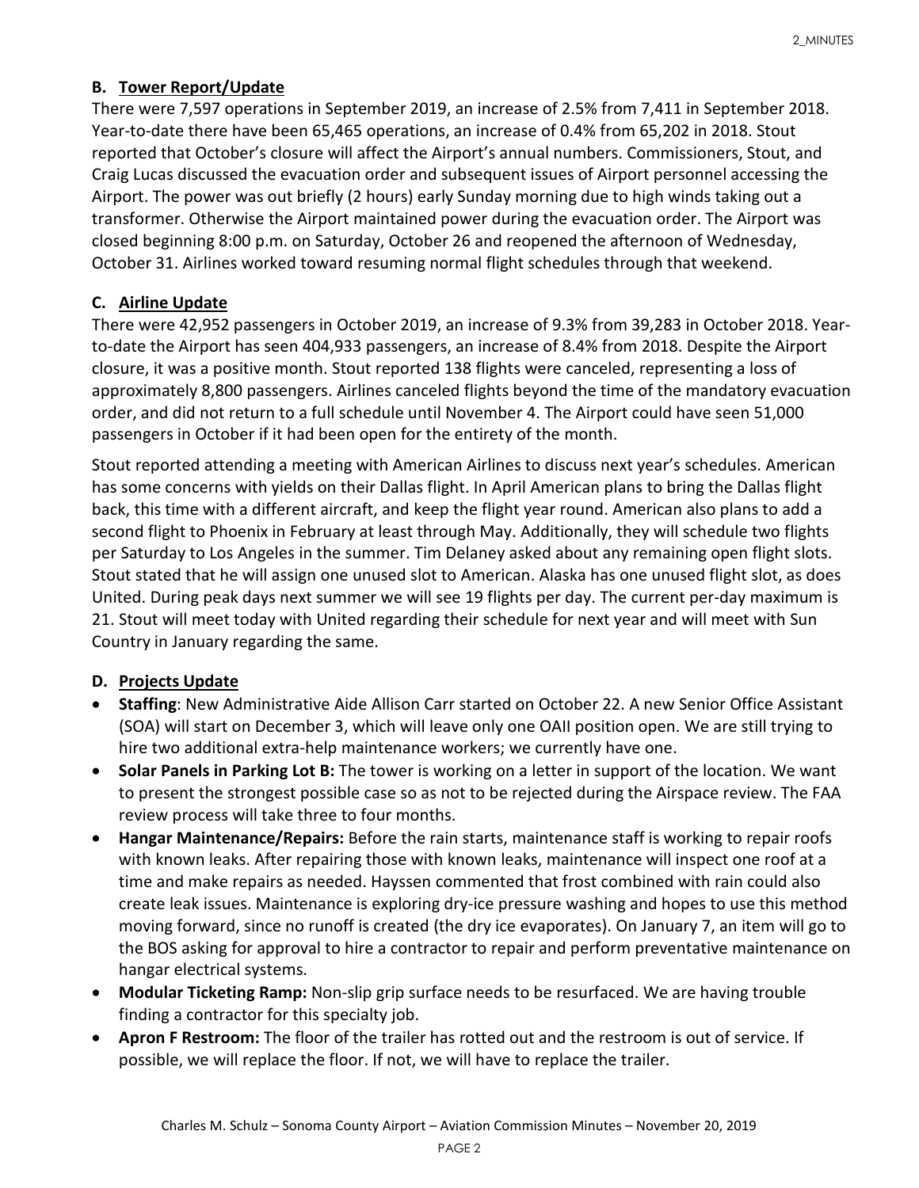### B. Tower Report/Update

There were 7,597 operations in September 2019, an increase of 2.5% from 7,411 in September 2018. Year-to-date there have been 65,465 operations, an increase of 0.4% from 65,202 in 2018. Stout reported that October's closure will affect the Airport's annual numbers. Commissioners, Stout, and Craig Lucas discussed the evacuation order and subsequent issues of Airport personnel accessing the Airport. The power was out briefly (2 hours) early Sunday morning due to high winds taking out a transformer. Otherwise the Airport maintained power during the evacuation order. The Airport was closed beginning 8:00 p.m. on Saturday, October 26 and reopened the afternoon of Wednesday, October 31. Airlines worked toward resuming normal flight schedules through that weekend.

### C. Airline Update

There were 42,952 passengers in October 2019, an increase of 9.3% from 39,283 in October 2018. Year-to-date the Airport has seen 404,933 passengers, an increase of 8.4% from 2018. Despite the Airport closure, it was a positive month. Stout reported 138 flights were canceled, representing a loss of approximately 8,800 passengers. Airlines canceled flights beyond the time of the mandatory evacuation order, and did not return to a full schedule until November 4. The Airport could have seen 51,000 passengers in October if it had been open for the entirety of the month.

Stout reported attending a meeting with American Airlines to discuss next year's schedules. American has some concerns with yields on their Dallas flight. In April American plans to bring the Dallas flight back, this time with a different aircraft, and keep the flight year round. American also plans to add a second flight to Phoenix in February at least through May. Additionally, they will schedule two flights per Saturday to Los Angeles in the summer. Tim Delaney asked about any remaining open flight slots. Stout stated that he will assign one unused slot to American. Alaska has one unused flight slot, as does United. During peak days next summer we will see 19 flights per day. The current per-day maximum is 21. Stout will meet today with United regarding their schedule for next year and will meet with Sun Country in January regarding the same.

### D. Projects Update

- **Staffing**: New Administrative Aide Allison Carr started on October 22. A new Senior Office Assistant (SOA) will start on December 3, which will leave only one OAII position open. We are still trying to hire two additional extra-help maintenance workers; we currently have one.
- **Solar Panels in Parking Lot B:** The tower is working on a letter in support of the location. We want to present the strongest possible case so as not to be rejected during the Airspace review. The FAA review process will take three to four months.
- **Hangar Maintenance/Repairs:** Before the rain starts, maintenance staff is working to repair roofs with known leaks. After repairing those with known leaks, maintenance will inspect one roof at a time and make repairs as needed. Hayssen commented that frost combined with rain could also create leak issues. Maintenance is exploring dry-ice pressure washing and hopes to use this method moving forward, since no runoff is created (the dry ice evaporates). On January 7, an item will go to the BOS asking for approval to hire a contractor to repair and perform preventative maintenance on hangar electrical systems.
- **Modular Ticketing Ramp:** Non-slip grip surface needs to be resurfaced. We are having trouble finding a contractor for this specialty job.
- **Apron F Restroom:** The floor of the trailer has rotted out and the restroom is out of service. If possible, we will replace the floor. If not, we will have to replace the trailer.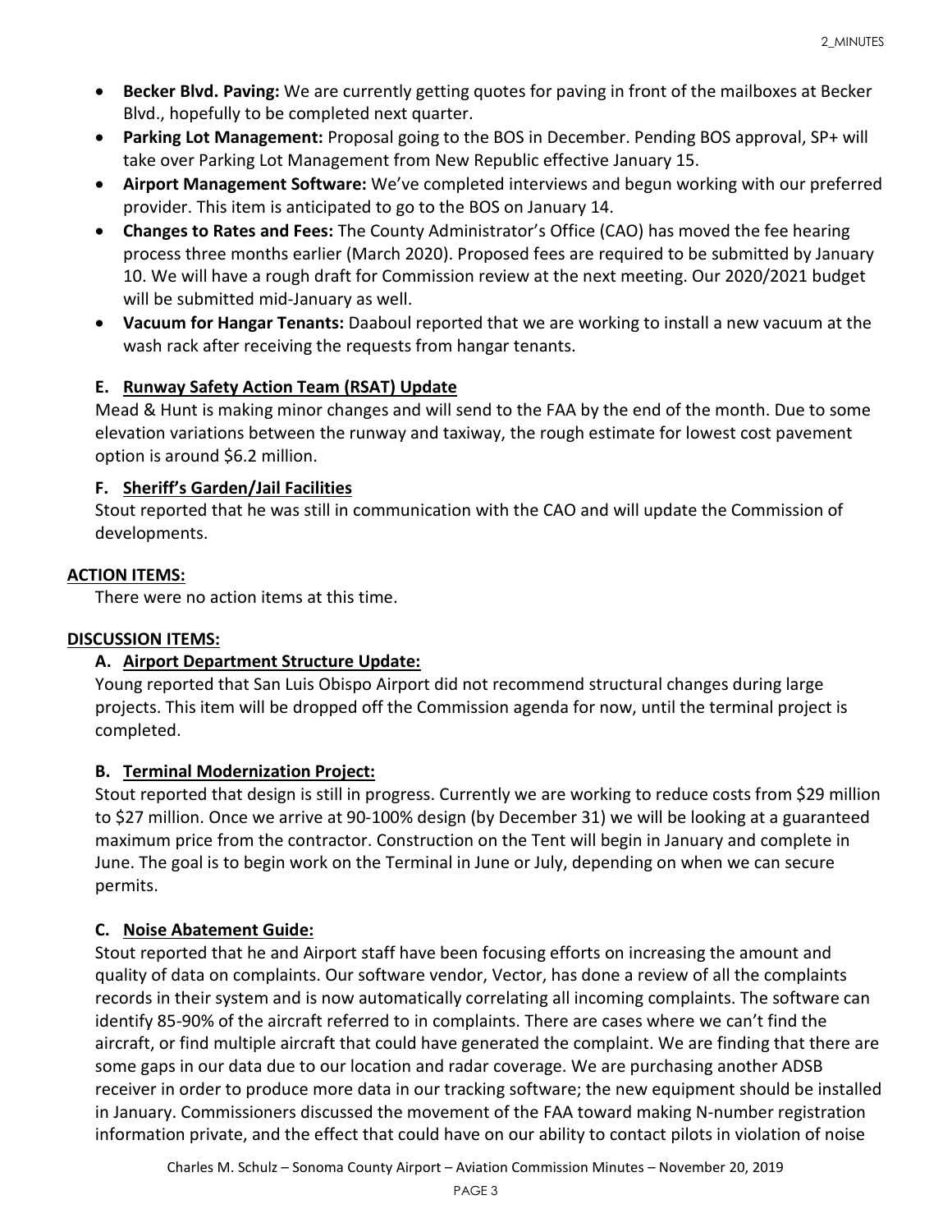- **Becker Blvd. Paving:** We are currently getting quotes for paving in front of the mailboxes at Becker Blvd., hopefully to be completed next quarter.
- **Parking Lot Management:** Proposal going to the BOS in December. Pending BOS approval, SP+ will take over Parking Lot Management from New Republic effective January 15.
- **Airport Management Software:** We've completed interviews and begun working with our preferred provider. This item is anticipated to go to the BOS on January 14.
- **Changes to Rates and Fees:** The County Administrator's Office (CAO) has moved the fee hearing process three months earlier (March 2020). Proposed fees are required to be submitted by January 10. We will have a rough draft for Commission review at the next meeting. Our 2020/2021 budget will be submitted mid-January as well.
- **Vacuum for Hangar Tenants:** Daaboul reported that we are working to install a new vacuum at the wash rack after receiving the requests from hangar tenants.

### E. Runway Safety Action Team (RSAT) Update

Mead & Hunt is making minor changes and will send to the FAA by the end of the month. Due to some elevation variations between the runway and taxiway, the rough estimate for lowest cost pavement option is around $6.2 million.

### F. Sheriff's Garden/Jail Facilities

Stout reported that he was still in communication with the CAO and will update the Commission of developments.

## ACTION ITEMS:

There were no action items at this time.

## DISCUSSION ITEMS:

### A. Airport Department Structure Update:

Young reported that San Luis Obispo Airport did not recommend structural changes during large projects. This item will be dropped off the Commission agenda for now, until the terminal project is completed.

### B. Terminal Modernization Project:

Stout reported that design is still in progress. Currently we are working to reduce costs from $29 million to $27 million. Once we arrive at 90-100% design (by December 31) we will be looking at a guaranteed maximum price from the contractor. Construction on the Tent will begin in January and complete in June. The goal is to begin work on the Terminal in June or July, depending on when we can secure permits.

### C. Noise Abatement Guide:

Stout reported that he and Airport staff have been focusing efforts on increasing the amount and quality of data on complaints. Our software vendor, Vector, has done a review of all the complaints records in their system and is now automatically correlating all incoming complaints. The software can identify 85-90% of the aircraft referred to in complaints. There are cases where we can't find the aircraft, or find multiple aircraft that could have generated the complaint. We are finding that there are some gaps in our data due to our location and radar coverage. We are purchasing another ADSB receiver in order to produce more data in our tracking software; the new equipment should be installed in January. Commissioners discussed the movement of the FAA toward making N-number registration information private, and the effect that could have on our ability to contact pilots in violation of noise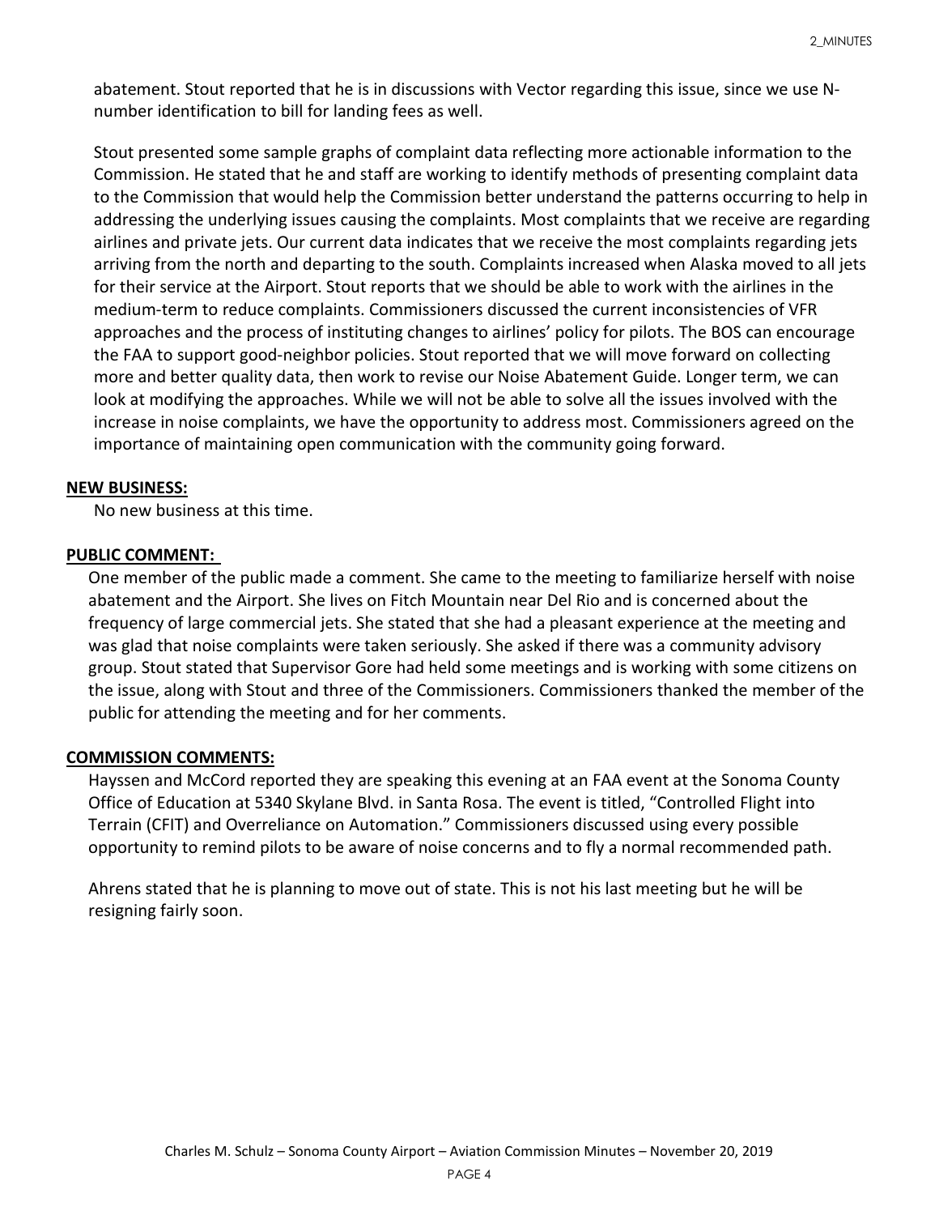abatement. Stout reported that he is in discussions with Vector regarding this issue, since we use N-number identification to bill for landing fees as well.

Stout presented some sample graphs of complaint data reflecting more actionable information to the Commission. He stated that he and staff are working to identify methods of presenting complaint data to the Commission that would help the Commission better understand the patterns occurring to help in addressing the underlying issues causing the complaints. Most complaints that we receive are regarding airlines and private jets. Our current data indicates that we receive the most complaints regarding jets arriving from the north and departing to the south. Complaints increased when Alaska moved to all jets for their service at the Airport. Stout reports that we should be able to work with the airlines in the medium-term to reduce complaints. Commissioners discussed the current inconsistencies of VFR approaches and the process of instituting changes to airlines' policy for pilots. The BOS can encourage the FAA to support good-neighbor policies. Stout reported that we will move forward on collecting more and better quality data, then work to revise our Noise Abatement Guide. Longer term, we can look at modifying the approaches. While we will not be able to solve all the issues involved with the increase in noise complaints, we have the opportunity to address most. Commissioners agreed on the importance of maintaining open communication with the community going forward.

**NEW BUSINESS:**

No new business at this time.

**PUBLIC COMMENT:**

One member of the public made a comment. She came to the meeting to familiarize herself with noise abatement and the Airport. She lives on Fitch Mountain near Del Rio and is concerned about the frequency of large commercial jets. She stated that she had a pleasant experience at the meeting and was glad that noise complaints were taken seriously. She asked if there was a community advisory group. Stout stated that Supervisor Gore had held some meetings and is working with some citizens on the issue, along with Stout and three of the Commissioners. Commissioners thanked the member of the public for attending the meeting and for her comments.

**COMMISSION COMMENTS:**

Hayssen and McCord reported they are speaking this evening at an FAA event at the Sonoma County Office of Education at 5340 Skylane Blvd. in Santa Rosa. The event is titled, "Controlled Flight into Terrain (CFIT) and Overreliance on Automation." Commissioners discussed using every possible opportunity to remind pilots to be aware of noise concerns and to fly a normal recommended path.

Ahrens stated that he is planning to move out of state. This is not his last meeting but he will be resigning fairly soon.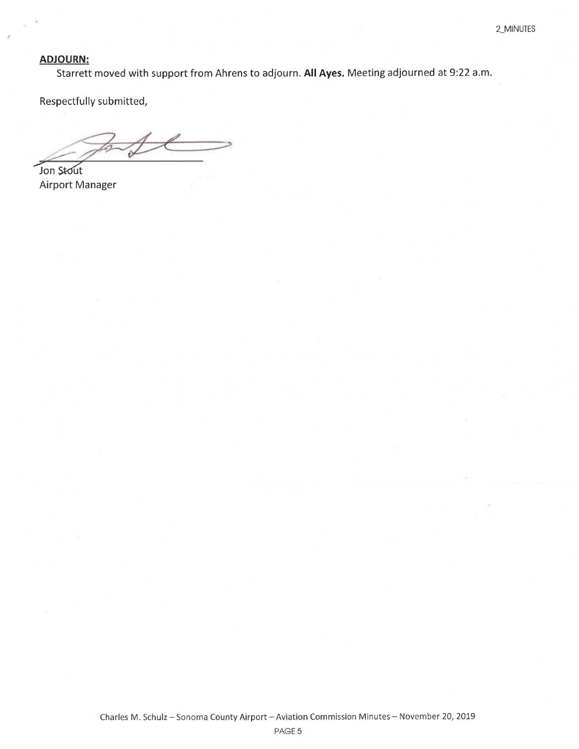**ADJOURN:**

Starrett moved with support from Ahrens to adjourn. **All Ayes.** Meeting adjourned at 9:22 a.m.

Respectfully submitted,

Jon Stout
Airport Manager